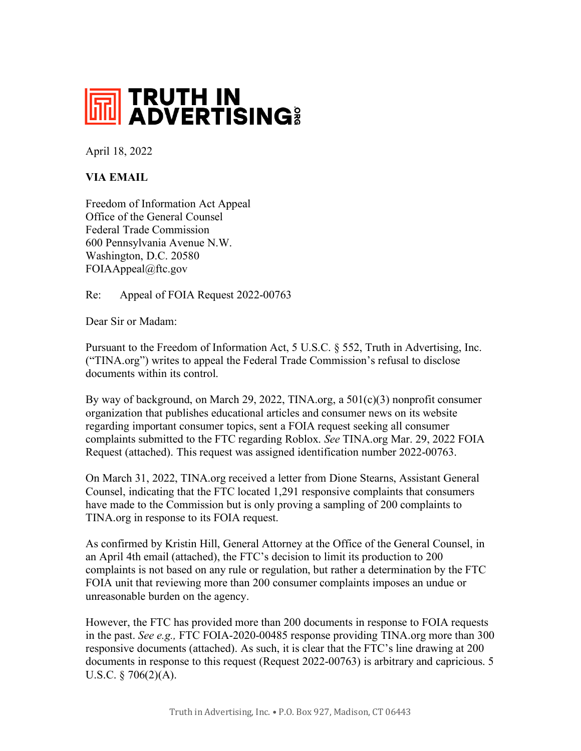# TRUTH IN ADVERTISING.ORG

April 18, 2022

**VIA EMAIL**

Freedom of Information Act Appeal
Office of the General Counsel
Federal Trade Commission
600 Pennsylvania Avenue N.W.
Washington, D.C. 20580
FOIAAppeal@ftc.gov

Re: Appeal of FOIA Request 2022-00763

Dear Sir or Madam:

Pursuant to the Freedom of Information Act, 5 U.S.C. § 552, Truth in Advertising, Inc. ("TINA.org") writes to appeal the Federal Trade Commission's refusal to disclose documents within its control.

By way of background, on March 29, 2022, TINA.org, a 501(c)(3) nonprofit consumer organization that publishes educational articles and consumer news on its website regarding important consumer topics, sent a FOIA request seeking all consumer complaints submitted to the FTC regarding Roblox. *See* TINA.org Mar. 29, 2022 FOIA Request (attached). This request was assigned identification number 2022-00763.

On March 31, 2022, TINA.org received a letter from Dione Stearns, Assistant General Counsel, indicating that the FTC located 1,291 responsive complaints that consumers have made to the Commission but is only proving a sampling of 200 complaints to TINA.org in response to its FOIA request.

As confirmed by Kristin Hill, General Attorney at the Office of the General Counsel, in an April 4th email (attached), the FTC's decision to limit its production to 200 complaints is not based on any rule or regulation, but rather a determination by the FTC FOIA unit that reviewing more than 200 consumer complaints imposes an undue or unreasonable burden on the agency.

However, the FTC has provided more than 200 documents in response to FOIA requests in the past. *See e.g.,* FTC FOIA-2020-00485 response providing TINA.org more than 300 responsive documents (attached). As such, it is clear that the FTC's line drawing at 200 documents in response to this request (Request 2022-00763) is arbitrary and capricious. 5 U.S.C. § 706(2)(A).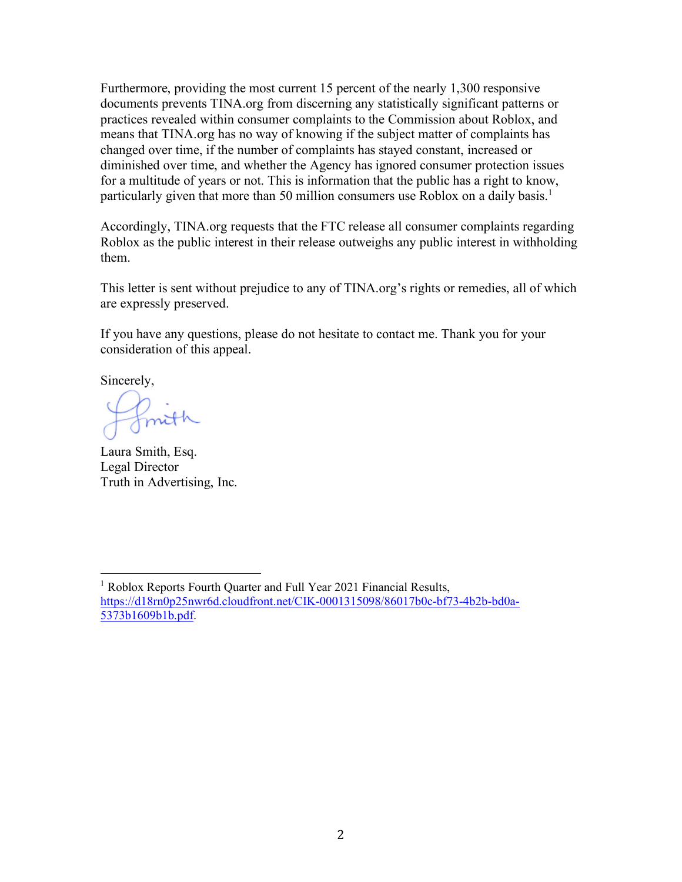Furthermore, providing the most current 15 percent of the nearly 1,300 responsive documents prevents TINA.org from discerning any statistically significant patterns or practices revealed within consumer complaints to the Commission about Roblox, and means that TINA.org has no way of knowing if the subject matter of complaints has changed over time, if the number of complaints has stayed constant, increased or diminished over time, and whether the Agency has ignored consumer protection issues for a multitude of years or not. This is information that the public has a right to know, particularly given that more than 50 million consumers use Roblox on a daily basis.[1]

Accordingly, TINA.org requests that the FTC release all consumer complaints regarding Roblox as the public interest in their release outweighs any public interest in withholding them.

This letter is sent without prejudice to any of TINA.org's rights or remedies, all of which are expressly preserved.

If you have any questions, please do not hesitate to contact me. Thank you for your consideration of this appeal.

Sincerely,

Laura Smith, Esq.
Legal Director
Truth in Advertising, Inc.

---

[1] Roblox Reports Fourth Quarter and Full Year 2021 Financial Results, https://d18rn0p25nwr6d.cloudfront.net/CIK-0001315098/86017b0c-bf73-4b2b-bd0a-5373b1609b1b.pdf.